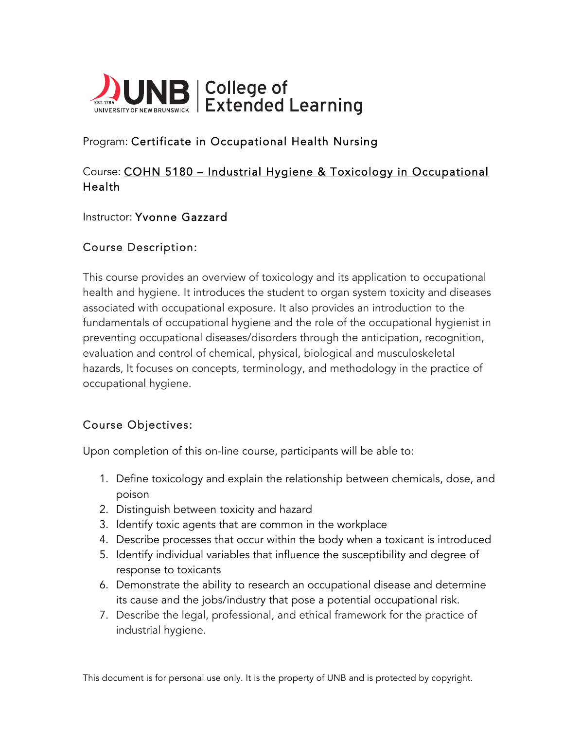UNB | College of Extended Learning

Program: Certificate in Occupational Health Nursing

Course: COHN 5180 – Industrial Hygiene & Toxicology in Occupational Health

Instructor: Yvonne Gazzard

## Course Description:

This course provides an overview of toxicology and its application to occupational health and hygiene. It introduces the student to organ system toxicity and diseases associated with occupational exposure. It also provides an introduction to the fundamentals of occupational hygiene and the role of the occupational hygienist in preventing occupational diseases/disorders through the anticipation, recognition, evaluation and control of chemical, physical, biological and musculoskeletal hazards, It focuses on concepts, terminology, and methodology in the practice of occupational hygiene.

## Course Objectives:

Upon completion of this on-line course, participants will be able to:

1. Define toxicology and explain the relationship between chemicals, dose, and poison
2. Distinguish between toxicity and hazard
3. Identify toxic agents that are common in the workplace
4. Describe processes that occur within the body when a toxicant is introduced
5. Identify individual variables that influence the susceptibility and degree of response to toxicants
6. Demonstrate the ability to research an occupational disease and determine its cause and the jobs/industry that pose a potential occupational risk.
7. Describe the legal, professional, and ethical framework for the practice of industrial hygiene.

This document is for personal use only. It is the property of UNB and is protected by copyright.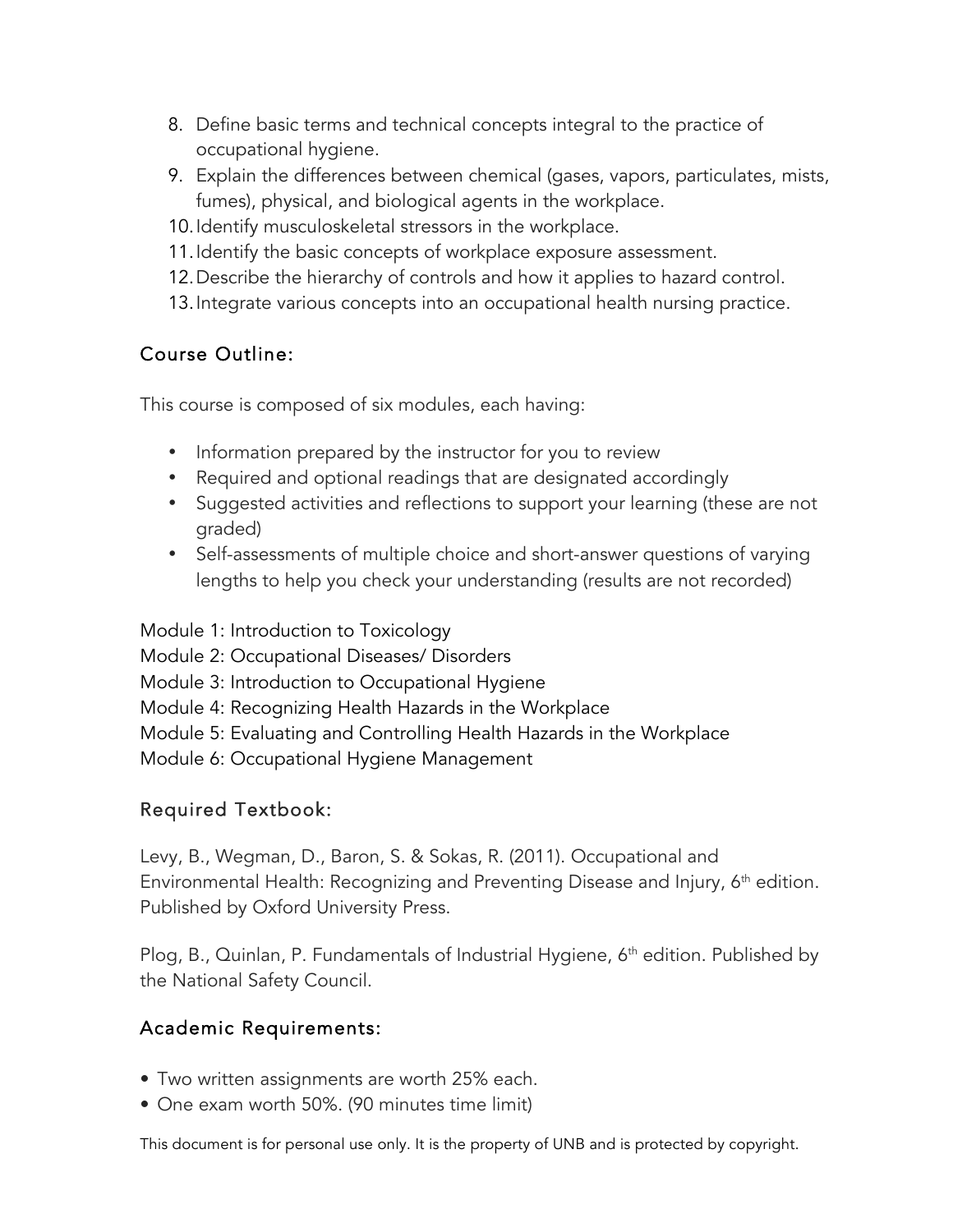8. Define basic terms and technical concepts integral to the practice of occupational hygiene.
9. Explain the differences between chemical (gases, vapors, particulates, mists, fumes), physical, and biological agents in the workplace.
10. Identify musculoskeletal stressors in the workplace.
11. Identify the basic concepts of workplace exposure assessment.
12. Describe the hierarchy of controls and how it applies to hazard control.
13. Integrate various concepts into an occupational health nursing practice.

## Course Outline:

This course is composed of six modules, each having:

- Information prepared by the instructor for you to review
- Required and optional readings that are designated accordingly
- Suggested activities and reflections to support your learning (these are not graded)
- Self-assessments of multiple choice and short-answer questions of varying lengths to help you check your understanding (results are not recorded)

Module 1: Introduction to Toxicology
Module 2: Occupational Diseases/ Disorders
Module 3: Introduction to Occupational Hygiene
Module 4: Recognizing Health Hazards in the Workplace
Module 5: Evaluating and Controlling Health Hazards in the Workplace
Module 6: Occupational Hygiene Management

## Required Textbook:

Levy, B., Wegman, D., Baron, S. & Sokas, R. (2011). Occupational and Environmental Health: Recognizing and Preventing Disease and Injury, 6th edition. Published by Oxford University Press.

Plog, B., Quinlan, P. Fundamentals of Industrial Hygiene, 6th edition. Published by the National Safety Council.

## Academic Requirements:

- Two written assignments are worth 25% each.
- One exam worth 50%. (90 minutes time limit)

This document is for personal use only. It is the property of UNB and is protected by copyright.